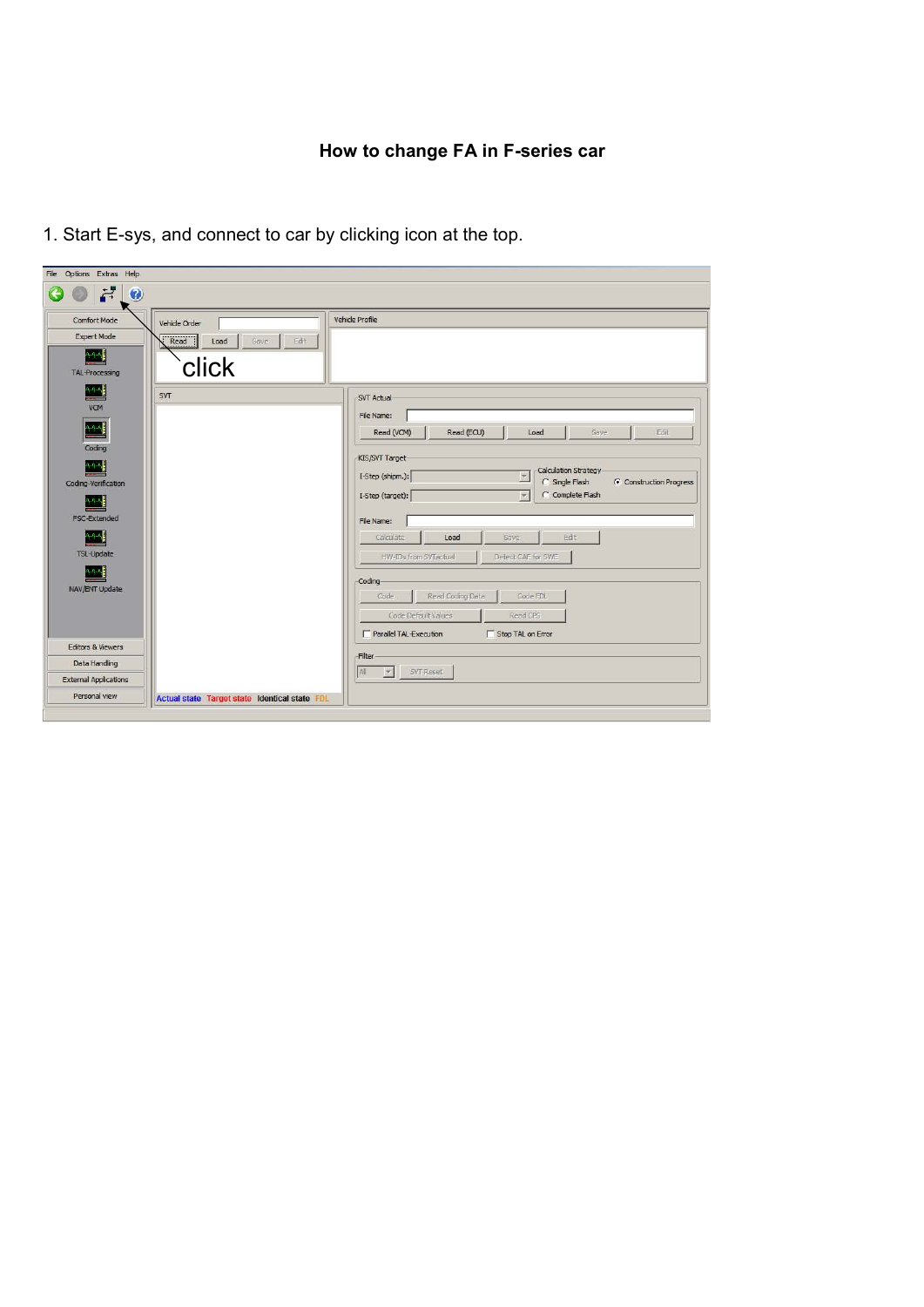## How to change FA in F-series car

1. Start E-sys, and connect to car by clicking icon at the top.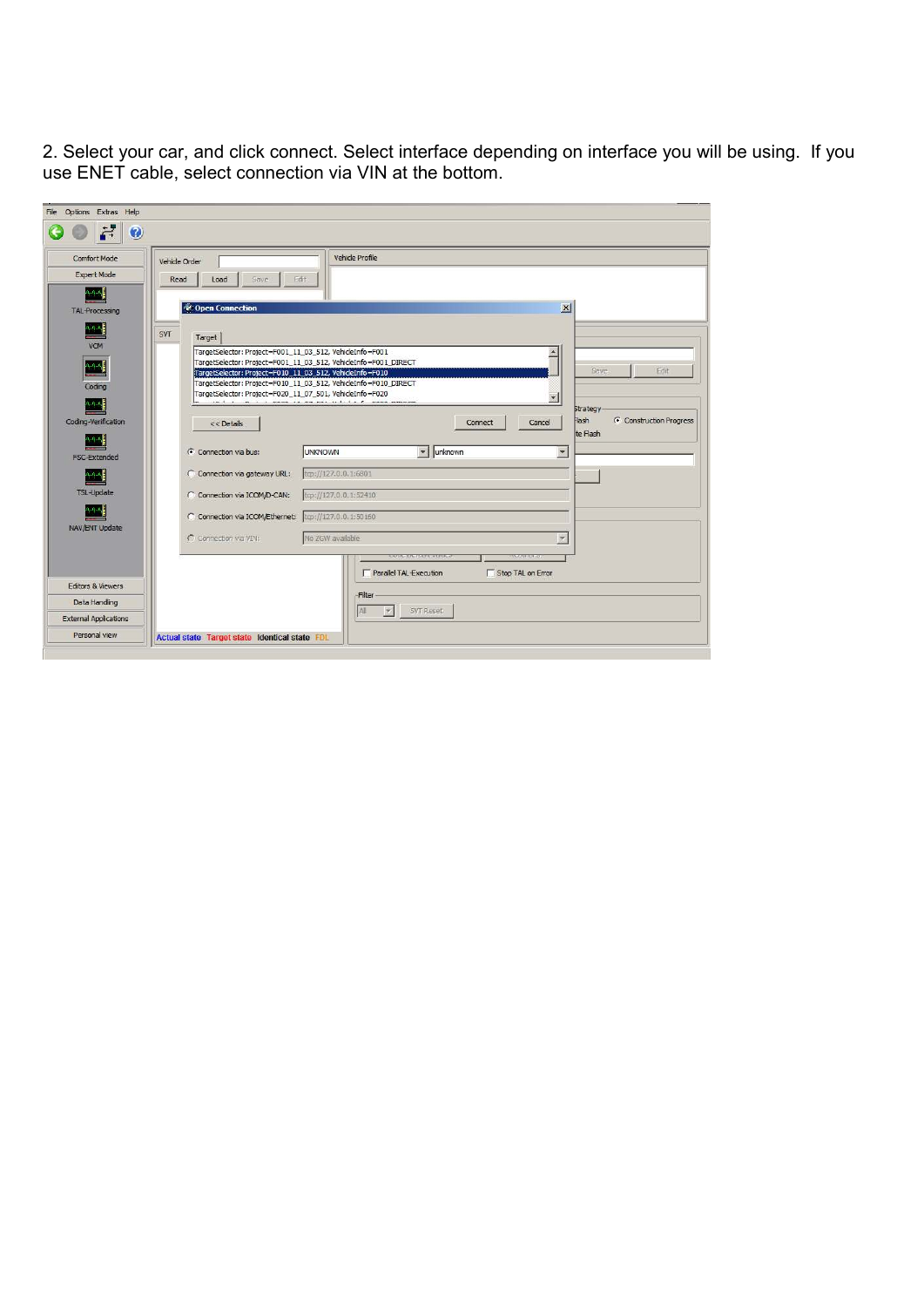2. Select your car, and click connect. Select interface depending on interface you will be using. If you use ENET cable, select connection via VIN at the bottom.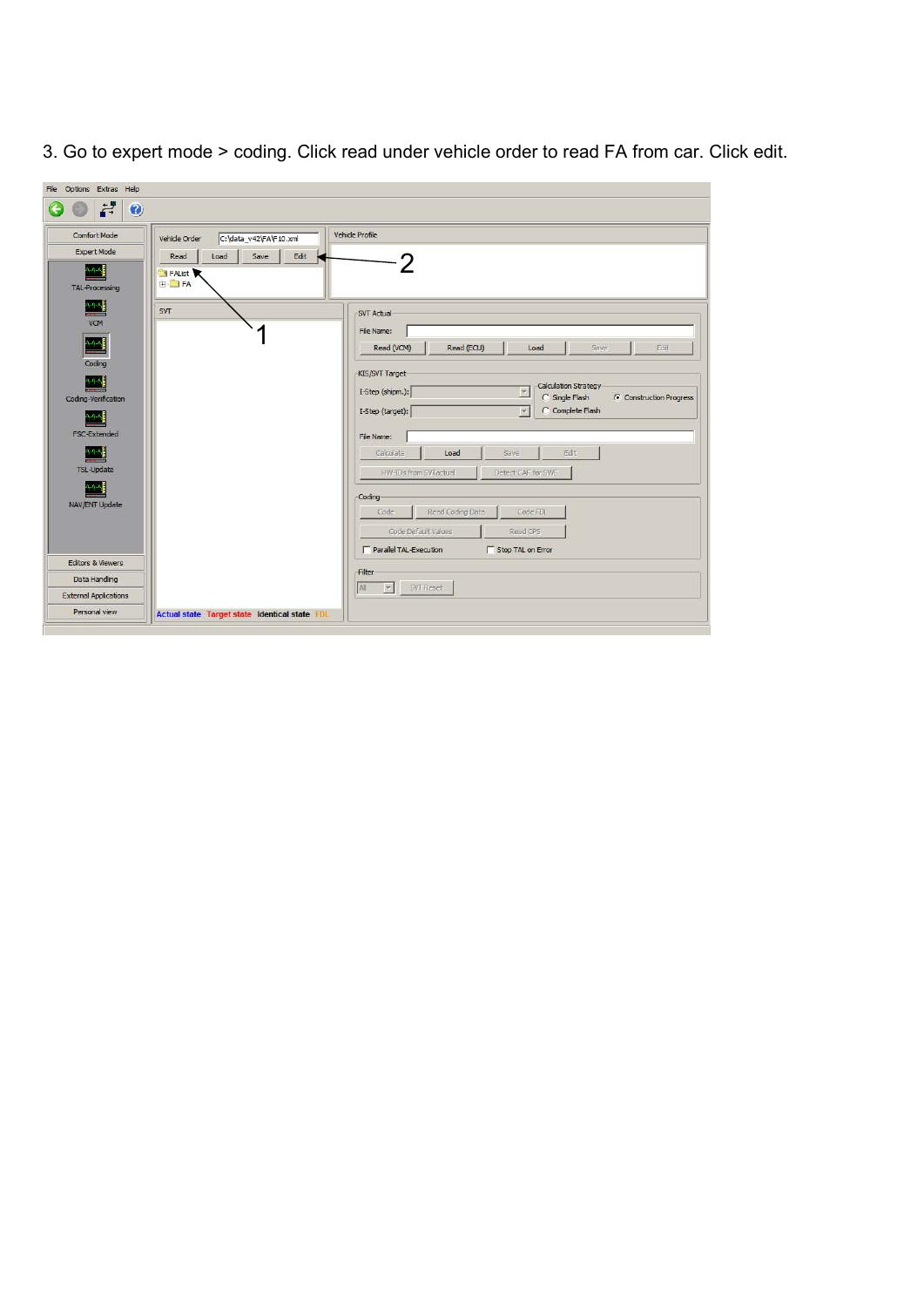3. Go to expert mode > coding. Click read under vehicle order to read FA from car. Click edit.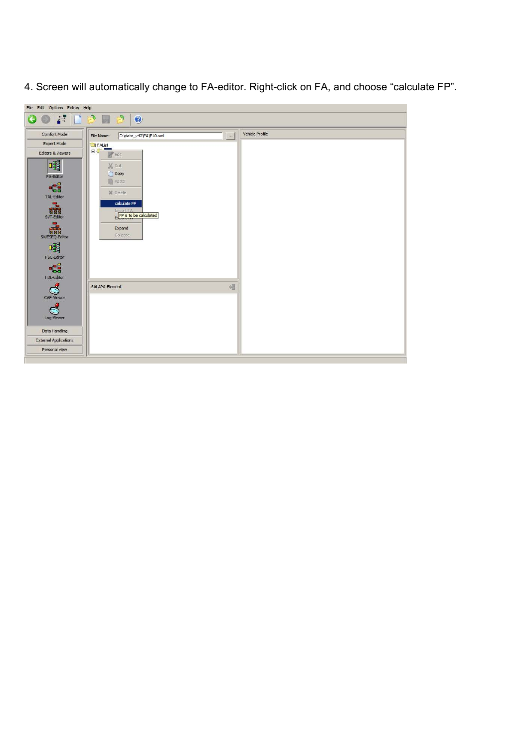4. Screen will automatically change to FA-editor. Right-click on FA, and choose “calculate FP”.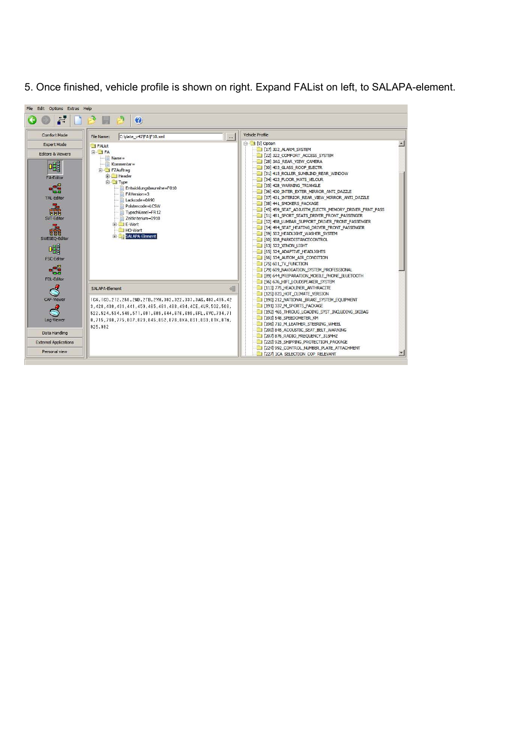5. Once finished, vehicle profile is shown on right. Expand FAList on left, to SALAPA-element.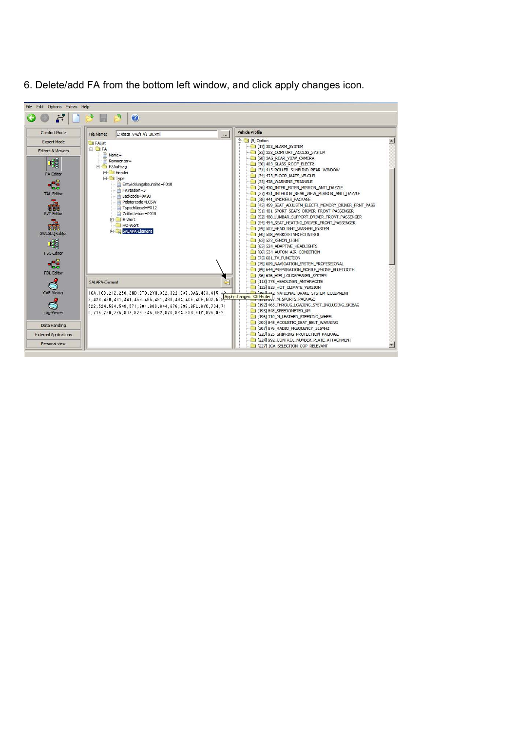6. Delete/add FA from the bottom left window, and click apply changes icon.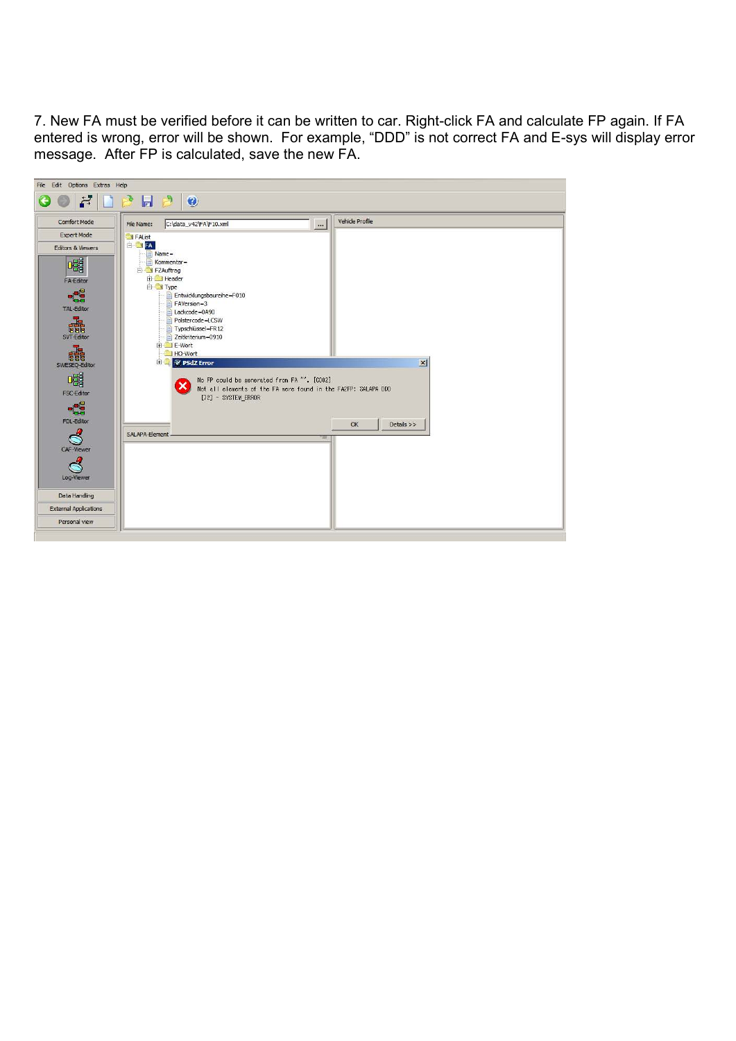7. New FA must be verified before it can be written to car. Right-click FA and calculate FP again. If FA entered is wrong, error will be shown. For example, “DDD” is not correct FA and E-sys will display error message. After FP is calculated, save the new FA.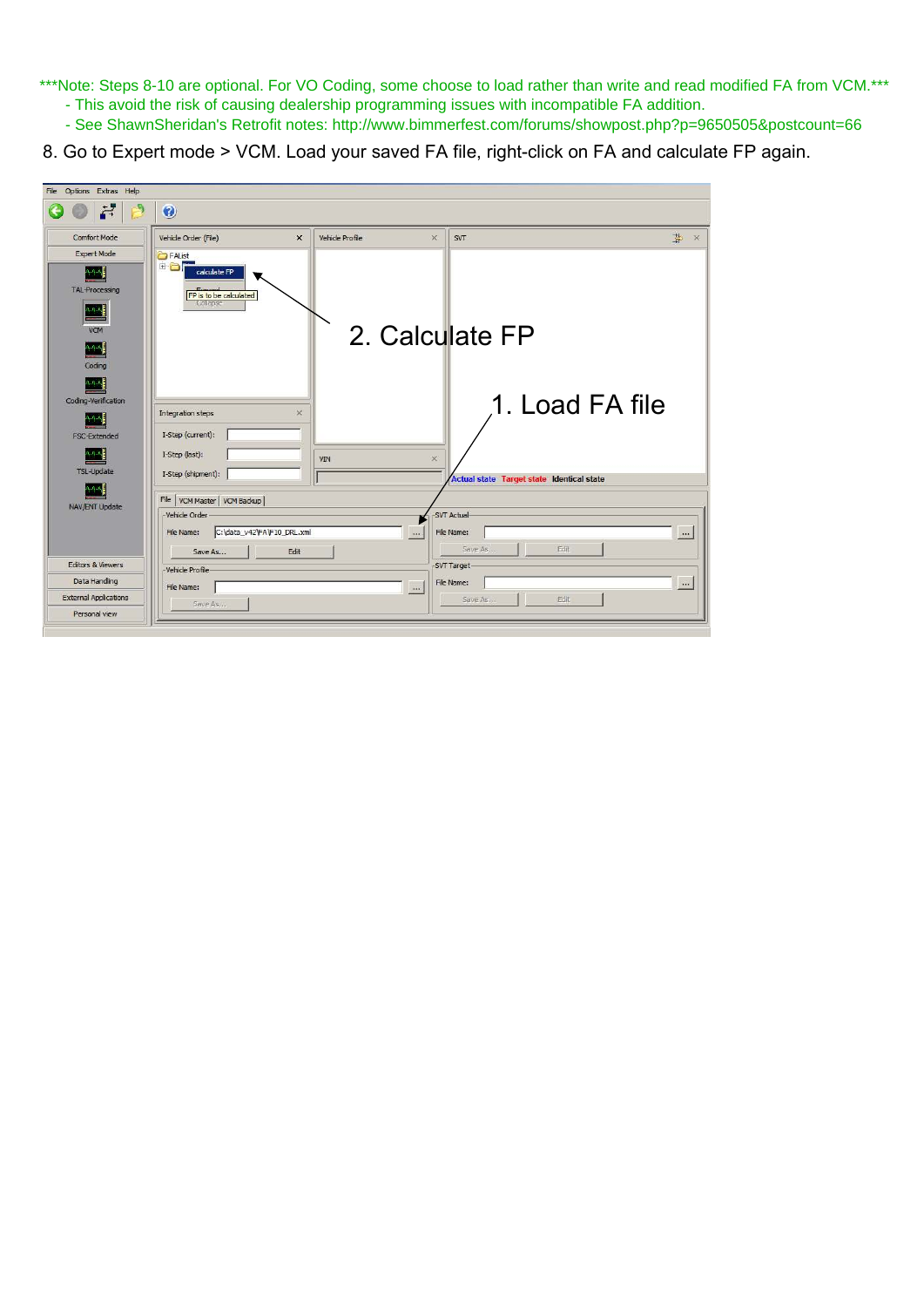***Note: Steps 8-10 are optional. For VO Coding, some choose to load rather than write and read modified FA from VCM.***

- This avoid the risk of causing dealership programming issues with incompatible FA addition.
- See ShawnSheridan's Retrofit notes: http://www.bimmerfest.com/forums/showpost.php?p=9650505&postcount=66

8. Go to Expert mode > VCM. Load your saved FA file, right-click on FA and calculate FP again.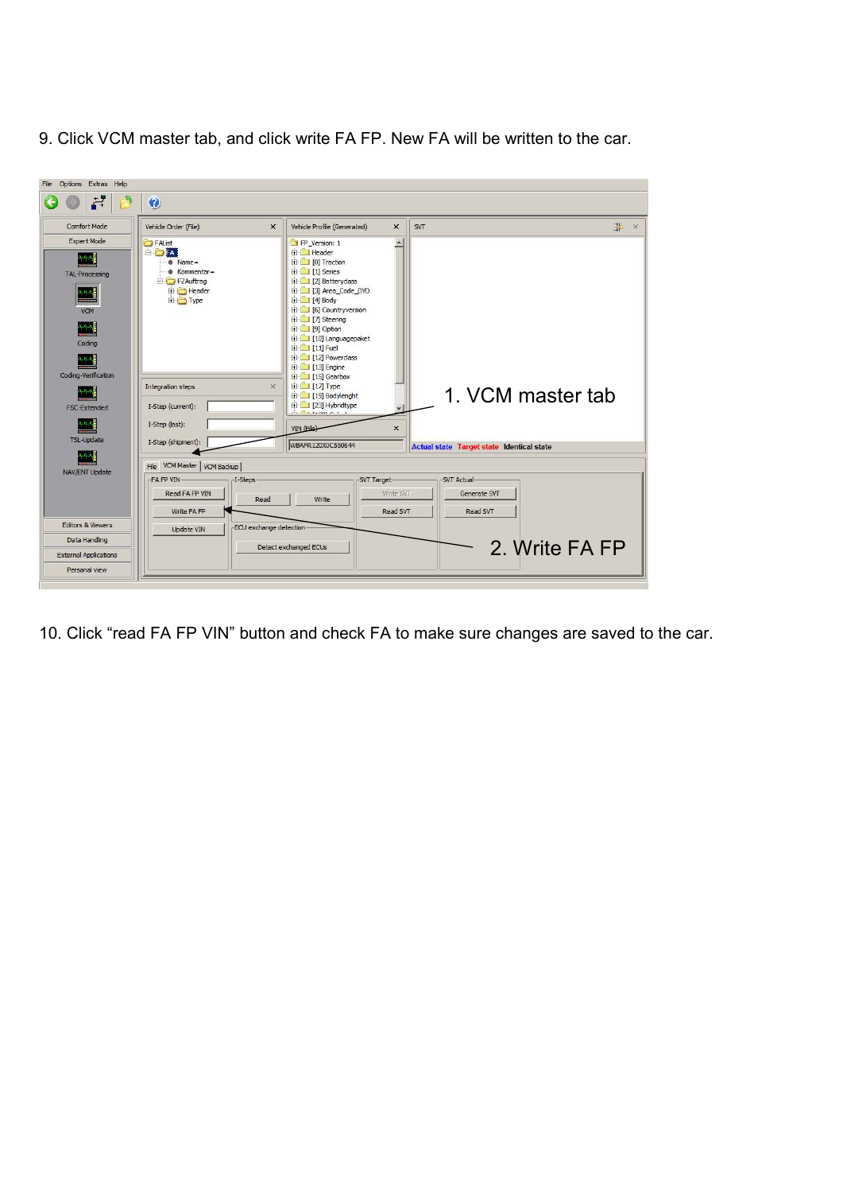9. Click VCM master tab, and click write FA FP. New FA will be written to the car.

1. VCM master tab

2. Write FA FP

10. Click “read FA FP VIN” button and check FA to make sure changes are saved to the car.